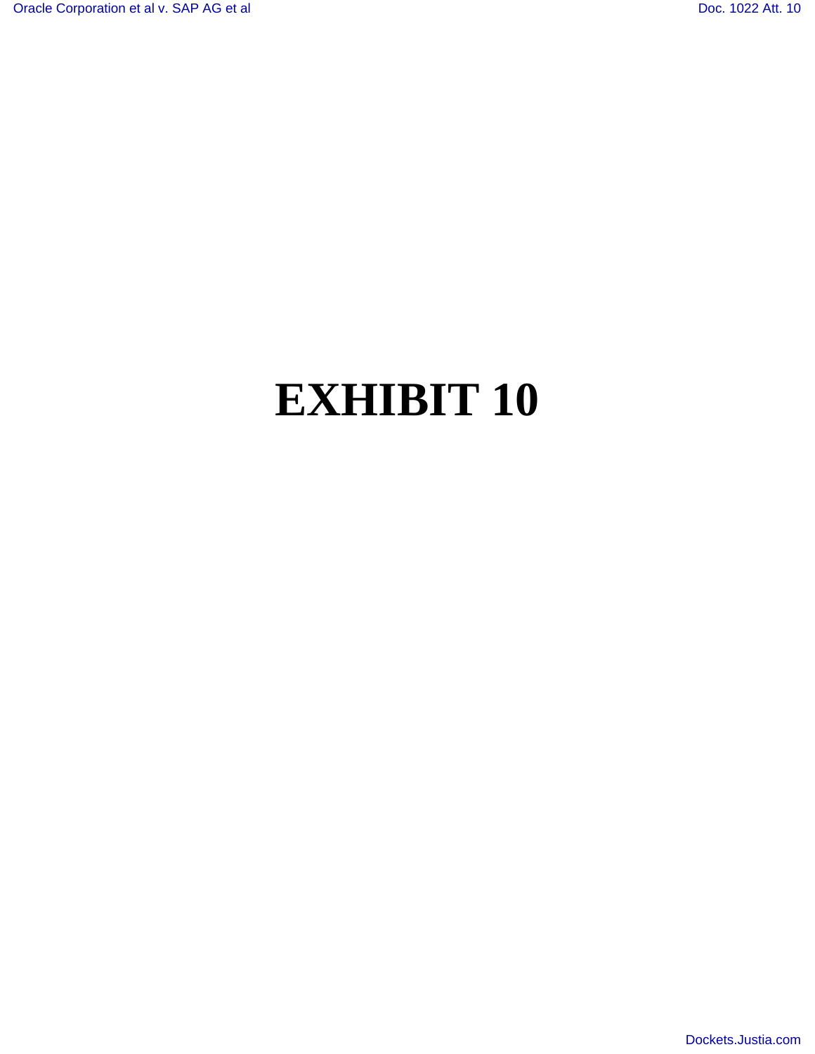# EXHIBIT 10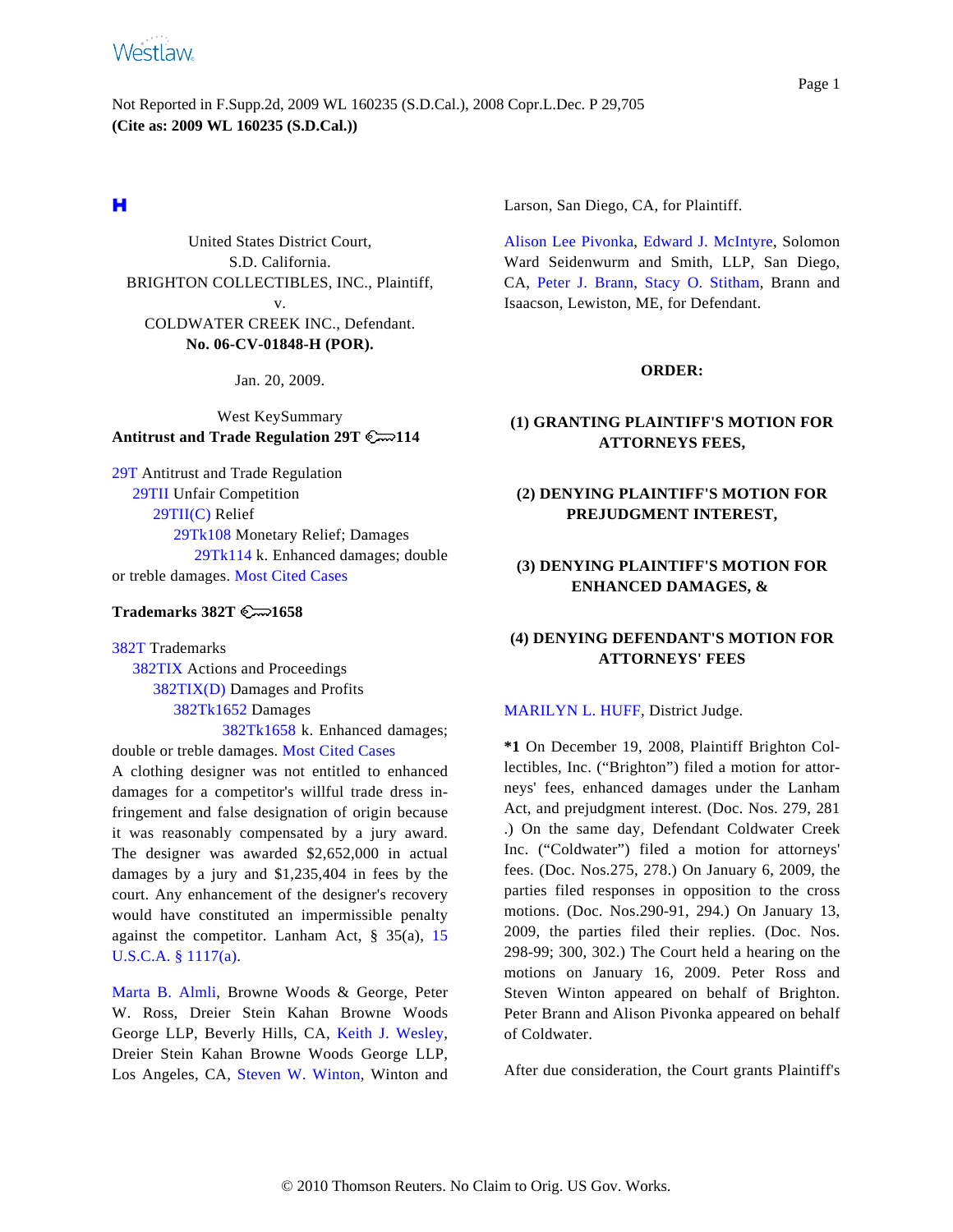United States District Court,
S.D. California.
BRIGHTON COLLECTIBLES, INC., Plaintiff,
v.
COLDWATER CREEK INC., Defendant.
**No. 06-CV-01848-H (POR).**

Jan. 20, 2009.

West KeySummary
**Antitrust and Trade Regulation 29T 114**

29T Antitrust and Trade Regulation
29TII Unfair Competition
29TII(C) Relief
29Tk108 Monetary Relief; Damages
29Tk114 k. Enhanced damages; double or treble damages. Most Cited Cases

**Trademarks 382T 1658**

382T Trademarks
382TIX Actions and Proceedings
382TIX(D) Damages and Profits
382Tk1652 Damages
382Tk1658 k. Enhanced damages; double or treble damages. Most Cited Cases

A clothing designer was not entitled to enhanced damages for a competitor's willful trade dress infringement and false designation of origin because it was reasonably compensated by a jury award. The designer was awarded $2,652,000 in actual damages by a jury and $1,235,404 in fees by the court. Any enhancement of the designer's recovery would have constituted an impermissible penalty against the competitor. Lanham Act, § 35(a), 15 U.S.C.A. § 1117(a).

Marta B. Almli, Browne Woods & George, Peter W. Ross, Dreier Stein Kahan Browne Woods George LLP, Beverly Hills, CA, Keith J. Wesley, Dreier Stein Kahan Browne Woods George LLP, Los Angeles, CA, Steven W. Winton, Winton and Larson, San Diego, CA, for Plaintiff.

Alison Lee Pivonka, Edward J. McIntyre, Solomon Ward Seidenwurm and Smith, LLP, San Diego, CA, Peter J. Brann, Stacy O. Stitham, Brann and Isaacson, Lewiston, ME, for Defendant.

**ORDER:**

**(1) GRANTING PLAINTIFF'S MOTION FOR ATTORNEYS FEES,**

**(2) DENYING PLAINTIFF'S MOTION FOR PREJUDGMENT INTEREST,**

**(3) DENYING PLAINTIFF'S MOTION FOR ENHANCED DAMAGES, &**

**(4) DENYING DEFENDANT'S MOTION FOR ATTORNEYS' FEES**

MARILYN L. HUFF, District Judge.

**\*1** On December 19, 2008, Plaintiff Brighton Collectibles, Inc. ("Brighton") filed a motion for attorneys' fees, enhanced damages under the Lanham Act, and prejudgment interest. (Doc. Nos. 279, 281 .) On the same day, Defendant Coldwater Creek Inc. ("Coldwater") filed a motion for attorneys' fees. (Doc. Nos.275, 278.) On January 6, 2009, the parties filed responses in opposition to the cross motions. (Doc. Nos.290-91, 294.) On January 13, 2009, the parties filed their replies. (Doc. Nos. 298-99; 300, 302.) The Court held a hearing on the motions on January 16, 2009. Peter Ross and Steven Winton appeared on behalf of Brighton. Peter Brann and Alison Pivonka appeared on behalf of Coldwater.

After due consideration, the Court grants Plaintiff's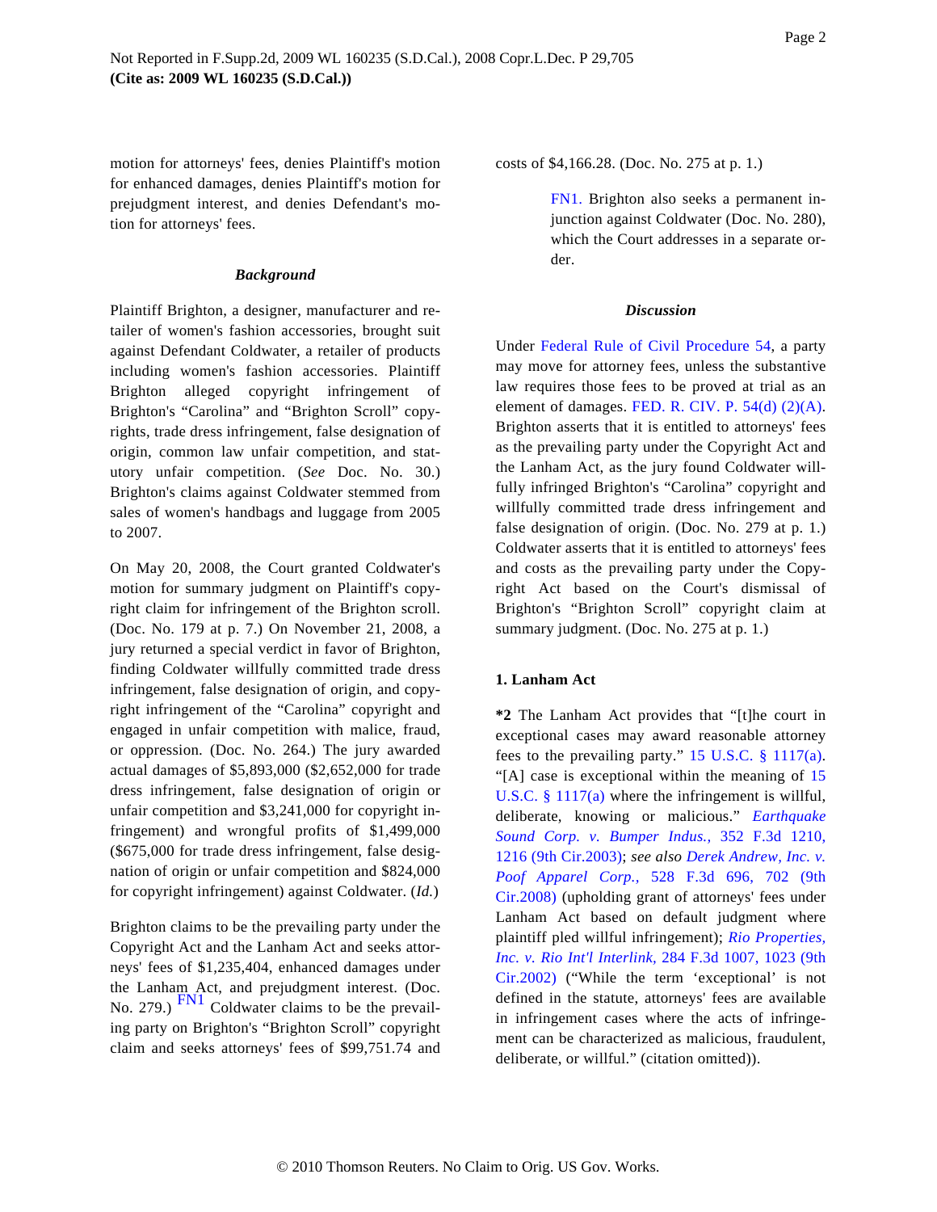motion for attorneys' fees, denies Plaintiff's motion for enhanced damages, denies Plaintiff's motion for prejudgment interest, and denies Defendant's motion for attorneys' fees.

### *Background*

Plaintiff Brighton, a designer, manufacturer and retailer of women's fashion accessories, brought suit against Defendant Coldwater, a retailer of products including women's fashion accessories. Plaintiff Brighton alleged copyright infringement of Brighton's "Carolina" and "Brighton Scroll" copyrights, trade dress infringement, false designation of origin, common law unfair competition, and statutory unfair competition. (*See* Doc. No. 30.) Brighton's claims against Coldwater stemmed from sales of women's handbags and luggage from 2005 to 2007.

On May 20, 2008, the Court granted Coldwater's motion for summary judgment on Plaintiff's copyright claim for infringement of the Brighton scroll. (Doc. No. 179 at p. 7.) On November 21, 2008, a jury returned a special verdict in favor of Brighton, finding Coldwater willfully committed trade dress infringement, false designation of origin, and copyright infringement of the "Carolina" copyright and engaged in unfair competition with malice, fraud, or oppression. (Doc. No. 264.) The jury awarded actual damages of $5,893,000 ($2,652,000 for trade dress infringement, false designation of origin or unfair competition and $3,241,000 for copyright infringement) and wrongful profits of $1,499,000 ($675,000 for trade dress infringement, false designation of origin or unfair competition and $824,000 for copyright infringement) against Coldwater. (*Id.*)

Brighton claims to be the prevailing party under the Copyright Act and the Lanham Act and seeks attorneys' fees of $1,235,404, enhanced damages under the Lanham Act, and prejudgment interest. (Doc. No. 279.) [FN1] Coldwater claims to be the prevailing party on Brighton's "Brighton Scroll" copyright claim and seeks attorneys' fees of $99,751.74 and costs of $4,166.28. (Doc. No. 275 at p. 1.)

> FN1. Brighton also seeks a permanent injunction against Coldwater (Doc. No. 280), which the Court addresses in a separate order.

### *Discussion*

Under Federal Rule of Civil Procedure 54, a party may move for attorney fees, unless the substantive law requires those fees to be proved at trial as an element of damages. FED. R. CIV. P. 54(d) (2)(A). Brighton asserts that it is entitled to attorneys' fees as the prevailing party under the Copyright Act and the Lanham Act, as the jury found Coldwater willfully infringed Brighton's "Carolina" copyright and willfully committed trade dress infringement and false designation of origin. (Doc. No. 279 at p. 1.) Coldwater asserts that it is entitled to attorneys' fees and costs as the prevailing party under the Copyright Act based on the Court's dismissal of Brighton's "Brighton Scroll" copyright claim at summary judgment. (Doc. No. 275 at p. 1.)

#### 1. Lanham Act

**\*2** The Lanham Act provides that "[t]he court in exceptional cases may award reasonable attorney fees to the prevailing party." 15 U.S.C. § 1117(a). "[A] case is exceptional within the meaning of 15 U.S.C. § 1117(a) where the infringement is willful, deliberate, knowing or malicious." *Earthquake Sound Corp. v. Bumper Indus.,* 352 F.3d 1210, 1216 (9th Cir.2003); *see also Derek Andrew, Inc. v. Poof Apparel Corp.,* 528 F.3d 696, 702 (9th Cir.2008) (upholding grant of attorneys' fees under Lanham Act based on default judgment where plaintiff pled willful infringement); *Rio Properties, Inc. v. Rio Int'l Interlink,* 284 F.3d 1007, 1023 (9th Cir.2002) ("While the term 'exceptional' is not defined in the statute, attorneys' fees are available in infringement cases where the acts of infringement can be characterized as malicious, fraudulent, deliberate, or willful." (citation omitted)).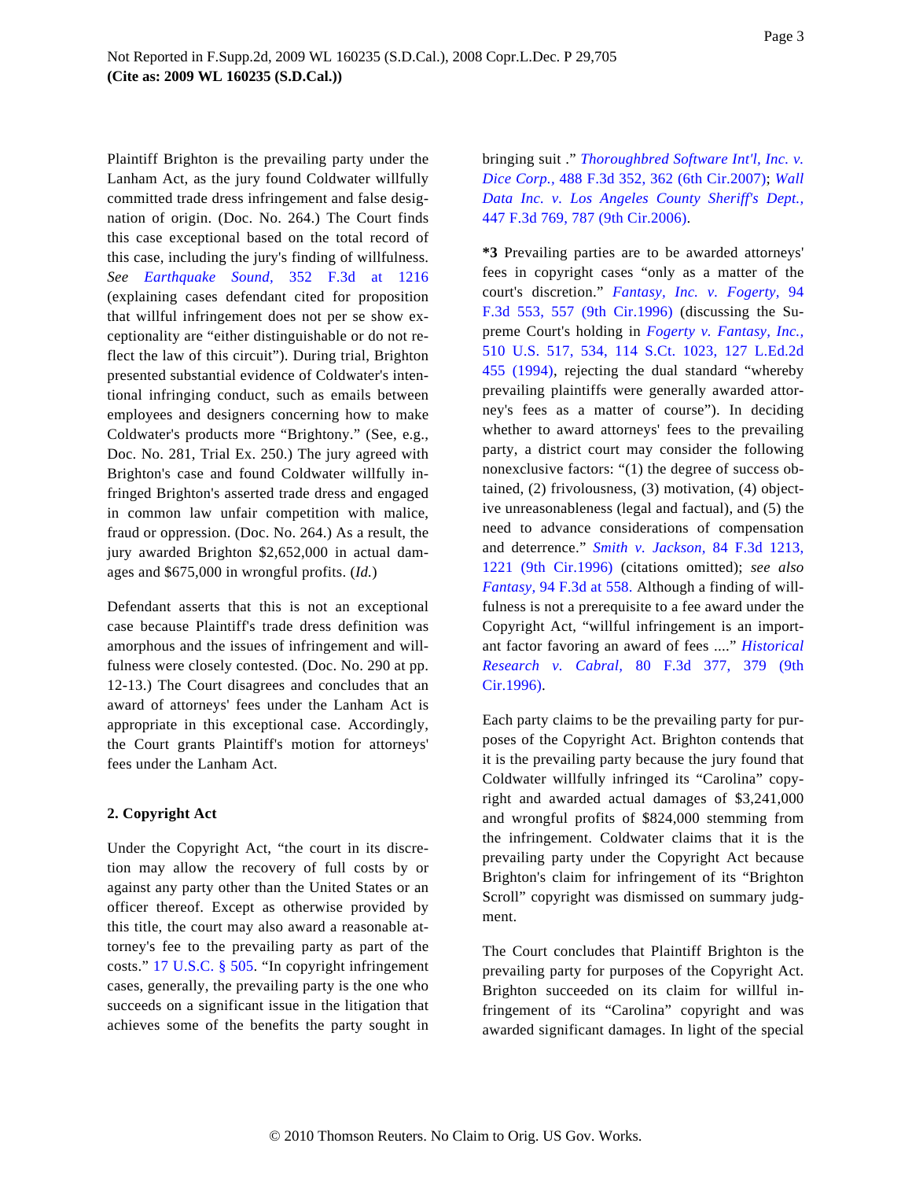Plaintiff Brighton is the prevailing party under the Lanham Act, as the jury found Coldwater willfully committed trade dress infringement and false designation of origin. (Doc. No. 264.) The Court finds this case exceptional based on the total record of this case, including the jury's finding of willfulness. *See* *Earthquake Sound,* 352 F.3d at 1216 (explaining cases defendant cited for proposition that willful infringement does not per se show exceptionality are "either distinguishable or do not reflect the law of this circuit"). During trial, Brighton presented substantial evidence of Coldwater's intentional infringing conduct, such as emails between employees and designers concerning how to make Coldwater's products more "Brightony." (See, e.g., Doc. No. 281, Trial Ex. 250.) The jury agreed with Brighton's case and found Coldwater willfully infringed Brighton's asserted trade dress and engaged in common law unfair competition with malice, fraud or oppression. (Doc. No. 264.) As a result, the jury awarded Brighton $2,652,000 in actual damages and $675,000 in wrongful profits. (*Id.*)

Defendant asserts that this is not an exceptional case because Plaintiff's trade dress definition was amorphous and the issues of infringement and willfulness were closely contested. (Doc. No. 290 at pp. 12-13.) The Court disagrees and concludes that an award of attorneys' fees under the Lanham Act is appropriate in this exceptional case. Accordingly, the Court grants Plaintiff's motion for attorneys' fees under the Lanham Act.

**2. Copyright Act**

Under the Copyright Act, "the court in its discretion may allow the recovery of full costs by or against any party other than the United States or an officer thereof. Except as otherwise provided by this title, the court may also award a reasonable attorney's fee to the prevailing party as part of the costs." 17 U.S.C. § 505. "In copyright infringement cases, generally, the prevailing party is the one who succeeds on a significant issue in the litigation that achieves some of the benefits the party sought in bringing suit ." *Thoroughbred Software Int'l, Inc. v. Dice Corp.,* 488 F.3d 352, 362 (6th Cir.2007); *Wall Data Inc. v. Los Angeles County Sheriff's Dept.,* 447 F.3d 769, 787 (9th Cir.2006).

**\*3** Prevailing parties are to be awarded attorneys' fees in copyright cases "only as a matter of the court's discretion." *Fantasy, Inc. v. Fogerty,* 94 F.3d 553, 557 (9th Cir.1996) (discussing the Supreme Court's holding in *Fogerty v. Fantasy, Inc.,* 510 U.S. 517, 534, 114 S.Ct. 1023, 127 L.Ed.2d 455 (1994), rejecting the dual standard "whereby prevailing plaintiffs were generally awarded attorney's fees as a matter of course"). In deciding whether to award attorneys' fees to the prevailing party, a district court may consider the following nonexclusive factors: "(1) the degree of success obtained, (2) frivolousness, (3) motivation, (4) objective unreasonableness (legal and factual), and (5) the need to advance considerations of compensation and deterrence." *Smith v. Jackson,* 84 F.3d 1213, 1221 (9th Cir.1996) (citations omitted); *see also* *Fantasy,* 94 F.3d at 558. Although a finding of willfulness is not a prerequisite to a fee award under the Copyright Act, "willful infringement is an important factor favoring an award of fees ...." *Historical Research v. Cabral,* 80 F.3d 377, 379 (9th Cir.1996).

Each party claims to be the prevailing party for purposes of the Copyright Act. Brighton contends that it is the prevailing party because the jury found that Coldwater willfully infringed its "Carolina" copyright and awarded actual damages of $3,241,000 and wrongful profits of $824,000 stemming from the infringement. Coldwater claims that it is the prevailing party under the Copyright Act because Brighton's claim for infringement of its "Brighton Scroll" copyright was dismissed on summary judgment.

The Court concludes that Plaintiff Brighton is the prevailing party for purposes of the Copyright Act. Brighton succeeded on its claim for willful infringement of its "Carolina" copyright and was awarded significant damages. In light of the special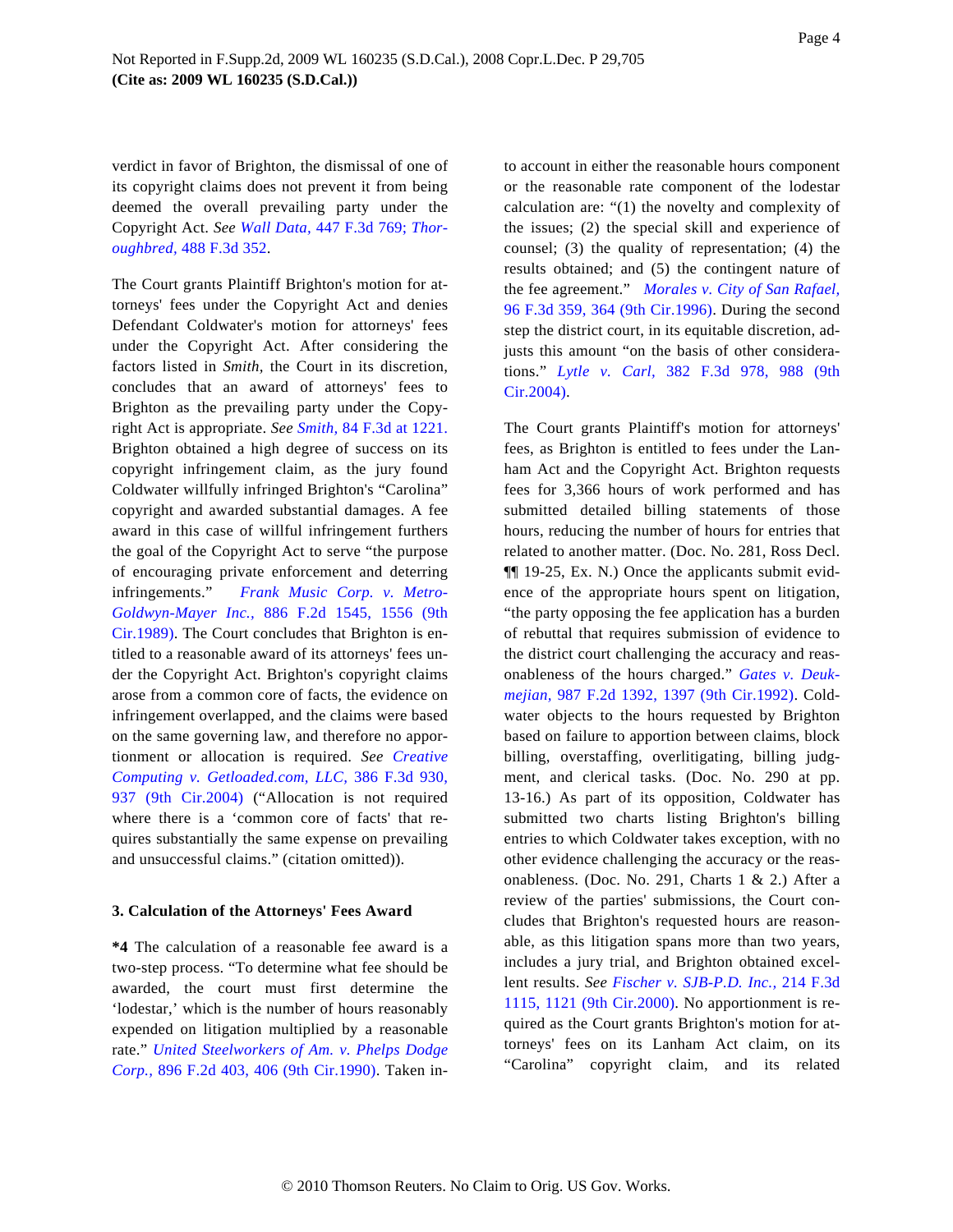verdict in favor of Brighton, the dismissal of one of its copyright claims does not prevent it from being deemed the overall prevailing party under the Copyright Act. *See Wall Data,* 447 F.3d 769; *Thoroughbred,* 488 F.3d 352.

The Court grants Plaintiff Brighton's motion for attorneys' fees under the Copyright Act and denies Defendant Coldwater's motion for attorneys' fees under the Copyright Act. After considering the factors listed in *Smith,* the Court in its discretion, concludes that an award of attorneys' fees to Brighton as the prevailing party under the Copyright Act is appropriate. *See Smith,* 84 F.3d at 1221. Brighton obtained a high degree of success on its copyright infringement claim, as the jury found Coldwater willfully infringed Brighton's "Carolina" copyright and awarded substantial damages. A fee award in this case of willful infringement furthers the goal of the Copyright Act to serve "the purpose of encouraging private enforcement and deterring infringements." *Frank Music Corp. v. Metro-Goldwyn-Mayer Inc.,* 886 F.2d 1545, 1556 (9th Cir.1989). The Court concludes that Brighton is entitled to a reasonable award of its attorneys' fees under the Copyright Act. Brighton's copyright claims arose from a common core of facts, the evidence on infringement overlapped, and the claims were based on the same governing law, and therefore no apportionment or allocation is required. *See Creative Computing v. Getloaded.com, LLC,* 386 F.3d 930, 937 (9th Cir.2004) ("Allocation is not required where there is a 'common core of facts' that requires substantially the same expense on prevailing and unsuccessful claims." (citation omitted)).

**3. Calculation of the Attorneys' Fees Award**

**\*4** The calculation of a reasonable fee award is a two-step process. "To determine what fee should be awarded, the court must first determine the 'lodestar,' which is the number of hours reasonably expended on litigation multiplied by a reasonable rate." *United Steelworkers of Am. v. Phelps Dodge Corp.,* 896 F.2d 403, 406 (9th Cir.1990). Taken into account in either the reasonable hours component or the reasonable rate component of the lodestar calculation are: "(1) the novelty and complexity of the issues; (2) the special skill and experience of counsel; (3) the quality of representation; (4) the results obtained; and (5) the contingent nature of the fee agreement." *Morales v. City of San Rafael,* 96 F.3d 359, 364 (9th Cir.1996). During the second step the district court, in its equitable discretion, adjusts this amount "on the basis of other considerations." *Lytle v. Carl,* 382 F.3d 978, 988 (9th Cir.2004).

The Court grants Plaintiff's motion for attorneys' fees, as Brighton is entitled to fees under the Lanham Act and the Copyright Act. Brighton requests fees for 3,366 hours of work performed and has submitted detailed billing statements of those hours, reducing the number of hours for entries that related to another matter. (Doc. No. 281, Ross Decl. ¶¶ 19-25, Ex. N.) Once the applicants submit evidence of the appropriate hours spent on litigation, "the party opposing the fee application has a burden of rebuttal that requires submission of evidence to the district court challenging the accuracy and reasonableness of the hours charged." *Gates v. Deukmejian,* 987 F.2d 1392, 1397 (9th Cir.1992). Coldwater objects to the hours requested by Brighton based on failure to apportion between claims, block billing, overstaffing, overlitigating, billing judgment, and clerical tasks. (Doc. No. 290 at pp. 13-16.) As part of its opposition, Coldwater has submitted two charts listing Brighton's billing entries to which Coldwater takes exception, with no other evidence challenging the accuracy or the reasonableness. (Doc. No. 291, Charts 1 & 2.) After a review of the parties' submissions, the Court concludes that Brighton's requested hours are reasonable, as this litigation spans more than two years, includes a jury trial, and Brighton obtained excellent results. *See Fischer v. SJB-P.D. Inc.,* 214 F.3d 1115, 1121 (9th Cir.2000). No apportionment is required as the Court grants Brighton's motion for attorneys' fees on its Lanham Act claim, on its "Carolina" copyright claim, and its related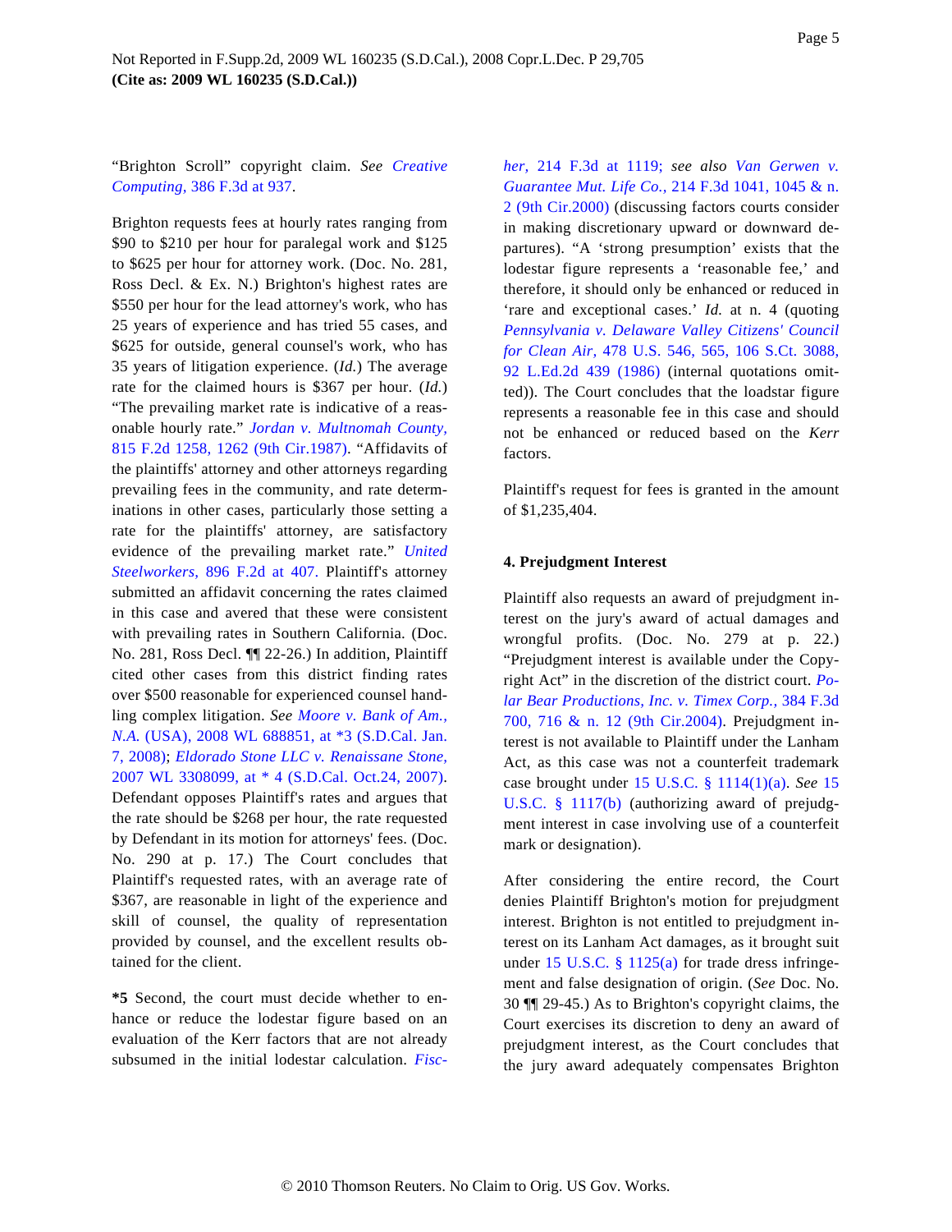"Brighton Scroll" copyright claim. *See Creative Computing,* 386 F.3d at 937.

Brighton requests fees at hourly rates ranging from $90 to $210 per hour for paralegal work and $125 to $625 per hour for attorney work. (Doc. No. 281, Ross Decl. & Ex. N.) Brighton's highest rates are $550 per hour for the lead attorney's work, who has 25 years of experience and has tried 55 cases, and $625 for outside, general counsel's work, who has 35 years of litigation experience. (*Id.*) The average rate for the claimed hours is $367 per hour. (*Id.*) "The prevailing market rate is indicative of a reasonable hourly rate." *Jordan v. Multnomah County,* 815 F.2d 1258, 1262 (9th Cir.1987). "Affidavits of the plaintiffs' attorney and other attorneys regarding prevailing fees in the community, and rate determinations in other cases, particularly those setting a rate for the plaintiffs' attorney, are satisfactory evidence of the prevailing market rate." *United Steelworkers,* 896 F.2d at 407. Plaintiff's attorney submitted an affidavit concerning the rates claimed in this case and avered that these were consistent with prevailing rates in Southern California. (Doc. No. 281, Ross Decl. ¶¶ 22-26.) In addition, Plaintiff cited other cases from this district finding rates over $500 reasonable for experienced counsel handling complex litigation. *See Moore v. Bank of Am., N.A.* (USA), 2008 WL 688851, at *3 (S.D.Cal. Jan. 7, 2008); *Eldorado Stone LLC v. Renaissane Stone,* 2007 WL 3308099, at * 4 (S.D.Cal. Oct.24, 2007). Defendant opposes Plaintiff's rates and argues that the rate should be $268 per hour, the rate requested by Defendant in its motion for attorneys' fees. (Doc. No. 290 at p. 17.) The Court concludes that Plaintiff's requested rates, with an average rate of $367, are reasonable in light of the experience and skill of counsel, the quality of representation provided by counsel, and the excellent results obtained for the client.

**\*5** Second, the court must decide whether to enhance or reduce the lodestar figure based on an evaluation of the Kerr factors that are not already subsumed in the initial lodestar calculation. *Fischer,* 214 F.3d at 1119; *see also Van Gerwen v. Guarantee Mut. Life Co.,* 214 F.3d 1041, 1045 & n. 2 (9th Cir.2000) (discussing factors courts consider in making discretionary upward or downward departures). "A 'strong presumption' exists that the lodestar figure represents a 'reasonable fee,' and therefore, it should only be enhanced or reduced in 'rare and exceptional cases.' *Id.* at n. 4 (quoting *Pennsylvania v. Delaware Valley Citizens' Council for Clean Air,* 478 U.S. 546, 565, 106 S.Ct. 3088, 92 L.Ed.2d 439 (1986) (internal quotations omitted)). The Court concludes that the loadstar figure represents a reasonable fee in this case and should not be enhanced or reduced based on the *Kerr* factors.

Plaintiff's request for fees is granted in the amount of $1,235,404.

**4. Prejudgment Interest**

Plaintiff also requests an award of prejudgment interest on the jury's award of actual damages and wrongful profits. (Doc. No. 279 at p. 22.) "Prejudgment interest is available under the Copyright Act" in the discretion of the district court. *Polar Bear Productions, Inc. v. Timex Corp.,* 384 F.3d 700, 716 & n. 12 (9th Cir.2004). Prejudgment interest is not available to Plaintiff under the Lanham Act, as this case was not a counterfeit trademark case brought under 15 U.S.C. § 1114(1)(a). *See* 15 U.S.C. § 1117(b) (authorizing award of prejudgment interest in case involving use of a counterfeit mark or designation).

After considering the entire record, the Court denies Plaintiff Brighton's motion for prejudgment interest. Brighton is not entitled to prejudgment interest on its Lanham Act damages, as it brought suit under 15 U.S.C. § 1125(a) for trade dress infringement and false designation of origin. (*See* Doc. No. 30 ¶¶ 29-45.) As to Brighton's copyright claims, the Court exercises its discretion to deny an award of prejudgment interest, as the Court concludes that the jury award adequately compensates Brighton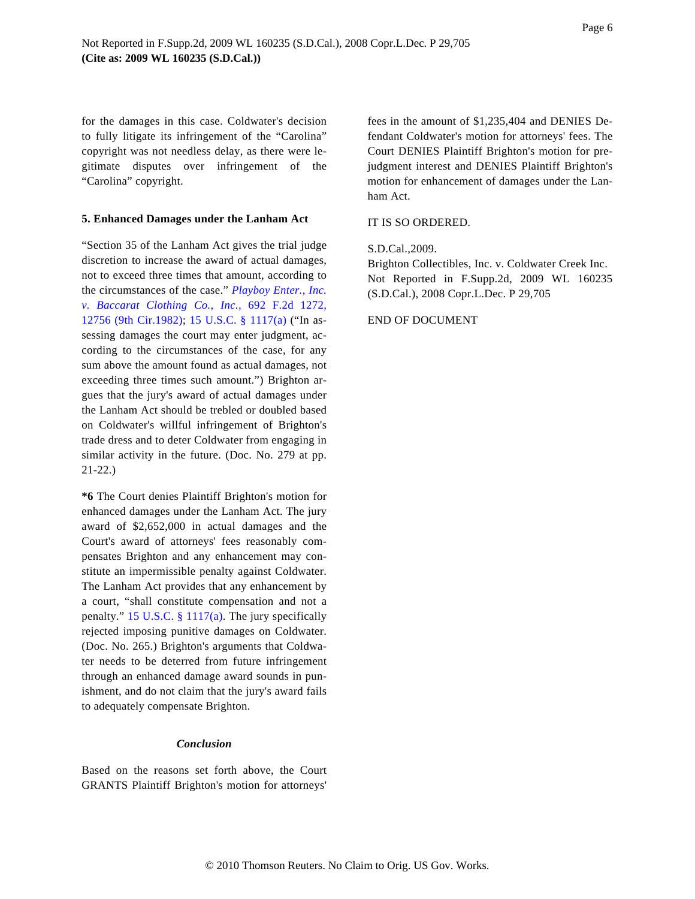for the damages in this case. Coldwater's decision to fully litigate its infringement of the "Carolina" copyright was not needless delay, as there were legitimate disputes over infringement of the "Carolina" copyright.

**5. Enhanced Damages under the Lanham Act**

"Section 35 of the Lanham Act gives the trial judge discretion to increase the award of actual damages, not to exceed three times that amount, according to the circumstances of the case." *Playboy Enter., Inc. v. Baccarat Clothing Co., Inc.,* 692 F.2d 1272, 12756 (9th Cir.1982); 15 U.S.C. § 1117(a) ("In assessing damages the court may enter judgment, according to the circumstances of the case, for any sum above the amount found as actual damages, not exceeding three times such amount.") Brighton argues that the jury's award of actual damages under the Lanham Act should be trebled or doubled based on Coldwater's willful infringement of Brighton's trade dress and to deter Coldwater from engaging in similar activity in the future. (Doc. No. 279 at pp. 21-22.)

**\*6** The Court denies Plaintiff Brighton's motion for enhanced damages under the Lanham Act. The jury award of $2,652,000 in actual damages and the Court's award of attorneys' fees reasonably compensates Brighton and any enhancement may constitute an impermissible penalty against Coldwater. The Lanham Act provides that any enhancement by a court, "shall constitute compensation and not a penalty." 15 U.S.C. § 1117(a). The jury specifically rejected imposing punitive damages on Coldwater. (Doc. No. 265.) Brighton's arguments that Coldwater needs to be deterred from future infringement through an enhanced damage award sounds in punishment, and do not claim that the jury's award fails to adequately compensate Brighton.

***Conclusion***

Based on the reasons set forth above, the Court GRANTS Plaintiff Brighton's motion for attorneys' fees in the amount of $1,235,404 and DENIES Defendant Coldwater's motion for attorneys' fees. The Court DENIES Plaintiff Brighton's motion for prejudgment interest and DENIES Plaintiff Brighton's motion for enhancement of damages under the Lanham Act.

IT IS SO ORDERED.

S.D.Cal.,2009.
Brighton Collectibles, Inc. v. Coldwater Creek Inc.
Not Reported in F.Supp.2d, 2009 WL 160235 (S.D.Cal.), 2008 Copr.L.Dec. P 29,705

END OF DOCUMENT